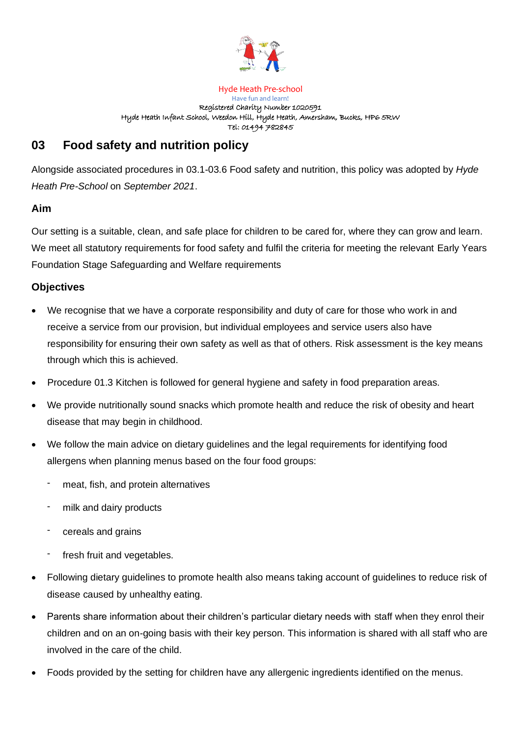Hyde Heath Pre-school

Have fun and learn!

Registered Charity Number 1020591

Hyde Heath Infant School, Weedon Hill, Hyde Heath, Amersham, Bucks, HP6 5RW

Tel: 01494 782845

## 03 Food safety and nutrition policy

Alongside associated procedures in 03.1-03.6 Food safety and nutrition, this policy was adopted by *Hyde Heath Pre-School* on *September 2021*.

### Aim

Our setting is a suitable, clean, and safe place for children to be cared for, where they can grow and learn. We meet all statutory requirements for food safety and fulfil the criteria for meeting the relevant Early Years Foundation Stage Safeguarding and Welfare requirements

### Objectives

- We recognise that we have a corporate responsibility and duty of care for those who work in and receive a service from our provision, but individual employees and service users also have responsibility for ensuring their own safety as well as that of others. Risk assessment is the key means through which this is achieved.
- Procedure 01.3 Kitchen is followed for general hygiene and safety in food preparation areas.
- We provide nutritionally sound snacks which promote health and reduce the risk of obesity and heart disease that may begin in childhood.
- We follow the main advice on dietary guidelines and the legal requirements for identifying food allergens when planning menus based on the four food groups:
  - meat, fish, and protein alternatives
  - milk and dairy products
  - cereals and grains
  - fresh fruit and vegetables.
- Following dietary guidelines to promote health also means taking account of guidelines to reduce risk of disease caused by unhealthy eating.
- Parents share information about their children's particular dietary needs with staff when they enrol their children and on an on-going basis with their key person. This information is shared with all staff who are involved in the care of the child.
- Foods provided by the setting for children have any allergenic ingredients identified on the menus.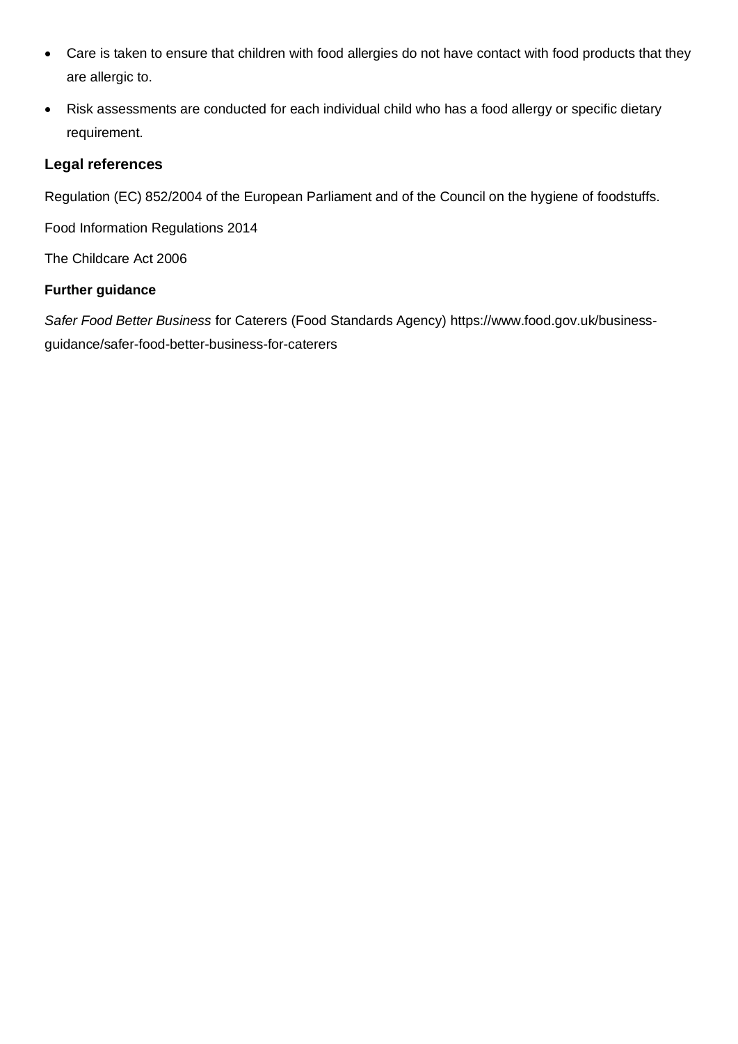- Care is taken to ensure that children with food allergies do not have contact with food products that they are allergic to.
- Risk assessments are conducted for each individual child who has a food allergy or specific dietary requirement.

### Legal references

Regulation (EC) 852/2004 of the European Parliament and of the Council on the hygiene of foodstuffs.

Food Information Regulations 2014

The Childcare Act 2006

**Further guidance**

*Safer Food Better Business* for Caterers (Food Standards Agency) https://www.food.gov.uk/business-guidance/safer-food-better-business-for-caterers